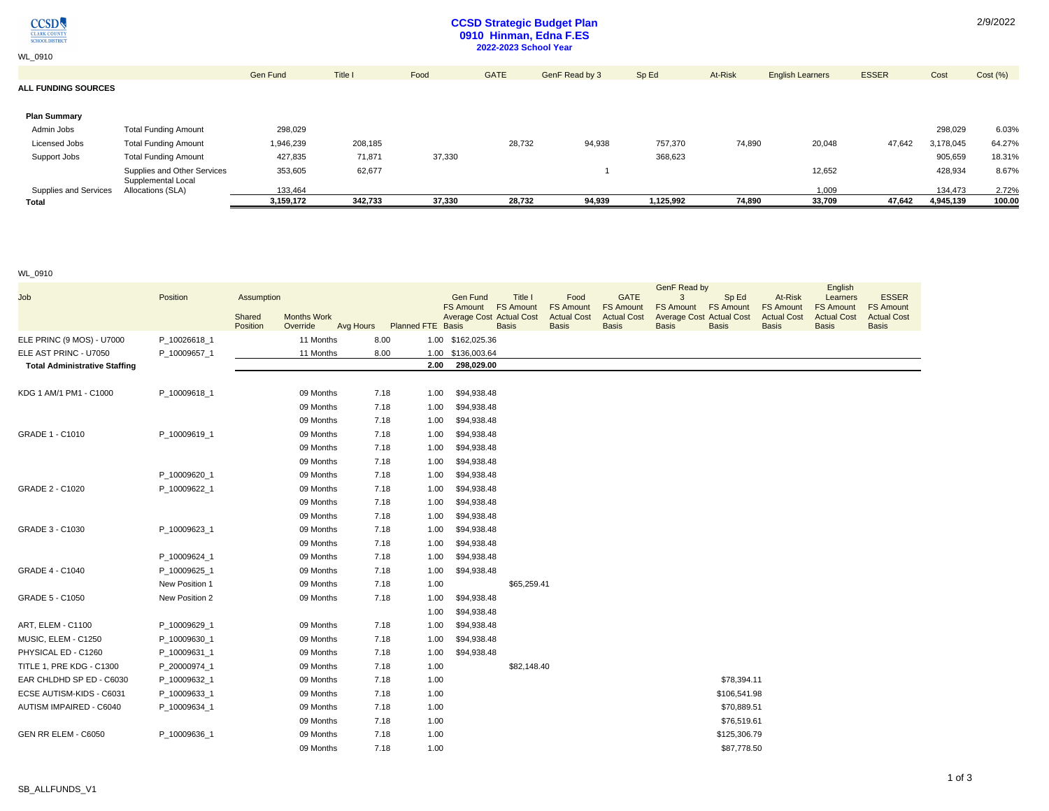# CCSD Strategic Budget Plan

## 0910 Hinman, Edna F.ES

### 2022-2023 School Year

2/9/2022

WL_0910

| | | Gen Fund | Title I | Food | GATE | GenF Read by 3 | Sp Ed | At-Risk | English Learners | ESSER | Cost | Cost (%) |
|---|---|---|---|---|---|---|---|---|---|---|---|---|
| **ALL FUNDING SOURCES** | | | | | | | | | | | | |
| **Plan Summary** | | | | | | | | | | | | |
| Admin Jobs | Total Funding Amount | 298,029 | | | | | | | | | 298,029 | 6.03% |
| Licensed Jobs | Total Funding Amount | 1,946,239 | 208,185 | | 28,732 | 94,938 | 757,370 | 74,890 | 20,048 | 47,642 | 3,178,045 | 64.27% |
| Support Jobs | Total Funding Amount | 427,835 | 71,871 | 37,330 | | | 368,623 | | | | 905,659 | 18.31% |
| | Supplies and Other Services | 353,605 | 62,677 | | | 1 | | | 12,652 | | 428,934 | 8.67% |
| Supplies and Services | Supplemental Local Allocations (SLA) | 133,464 | | | | | | | 1,009 | | 134,473 | 2.72% |
| **Total** | | **3,159,172** | **342,733** | **37,330** | **28,732** | **94,939** | **1,125,992** | **74,890** | **33,709** | **47,642** | **4,945,139** | **100.00** |

WL_0910

| Job | Position | Assumption Shared Position | Months Work Override | Avg Hours | Planned FTE | Gen Fund FS Amount Average Cost Basis | Title I FS Amount Actual Cost Basis | Food FS Amount Actual Cost Basis | GATE FS Amount Actual Cost Basis | GenF Read by 3 FS Amount Average Cost Basis | Sp Ed FS Amount Actual Cost Basis | At-Risk FS Amount Actual Cost Basis | English Learners FS Amount Actual Cost Basis | ESSER FS Amount Actual Cost Basis |
|---|---|---|---|---|---|---|---|---|---|---|---|---|---|---|
| ELE PRINC (9 MOS) - U7000 | P_10026618_1 | | 11 Months | 8.00 | 1.00 | $162,025.36 | | | | | | | | |
| ELE AST PRINC - U7050 | P_10009657_1 | | 11 Months | 8.00 | 1.00 | $136,003.64 | | | | | | | | |
| **Total Administrative Staffing** | | | | | **2.00** | **298,029.00** | | | | | | | | |
| KDG 1 AM/1 PM1 - C1000 | P_10009618_1 | | 09 Months | 7.18 | 1.00 | $94,938.48 | | | | | | | | |
| | | | 09 Months | 7.18 | 1.00 | $94,938.48 | | | | | | | | |
| | | | 09 Months | 7.18 | 1.00 | $94,938.48 | | | | | | | | |
| GRADE 1 - C1010 | P_10009619_1 | | 09 Months | 7.18 | 1.00 | $94,938.48 | | | | | | | | |
| | | | 09 Months | 7.18 | 1.00 | $94,938.48 | | | | | | | | |
| | | | 09 Months | 7.18 | 1.00 | $94,938.48 | | | | | | | | |
| | P_10009620_1 | | 09 Months | 7.18 | 1.00 | $94,938.48 | | | | | | | | |
| GRADE 2 - C1020 | P_10009622_1 | | 09 Months | 7.18 | 1.00 | $94,938.48 | | | | | | | | |
| | | | 09 Months | 7.18 | 1.00 | $94,938.48 | | | | | | | | |
| | | | 09 Months | 7.18 | 1.00 | $94,938.48 | | | | | | | | |
| GRADE 3 - C1030 | P_10009623_1 | | 09 Months | 7.18 | 1.00 | $94,938.48 | | | | | | | | |
| | | | 09 Months | 7.18 | 1.00 | $94,938.48 | | | | | | | | |
| | P_10009624_1 | | 09 Months | 7.18 | 1.00 | $94,938.48 | | | | | | | | |
| GRADE 4 - C1040 | P_10009625_1 | | 09 Months | 7.18 | 1.00 | $94,938.48 | | | | | | | | |
| | New Position 1 | | 09 Months | 7.18 | 1.00 | | $65,259.41 | | | | | | | |
| GRADE 5 - C1050 | New Position 2 | | 09 Months | 7.18 | 1.00 | $94,938.48 | | | | | | | | |
| | | | | | 1.00 | $94,938.48 | | | | | | | | |
| ART, ELEM - C1100 | P_10009629_1 | | 09 Months | 7.18 | 1.00 | $94,938.48 | | | | | | | | |
| MUSIC, ELEM - C1250 | P_10009630_1 | | 09 Months | 7.18 | 1.00 | $94,938.48 | | | | | | | | |
| PHYSICAL ED - C1260 | P_10009631_1 | | 09 Months | 7.18 | 1.00 | $94,938.48 | | | | | | | | |
| TITLE 1, PRE KDG - C1300 | P_20000974_1 | | 09 Months | 7.18 | 1.00 | | $82,148.40 | | | | | | | |
| EAR CHLDHD SP ED - C6030 | P_10009632_1 | | 09 Months | 7.18 | 1.00 | | | | | | $78,394.11 | | | |
| ECSE AUTISM-KIDS - C6031 | P_10009633_1 | | 09 Months | 7.18 | 1.00 | | | | | | $106,541.98 | | | |
| AUTISM IMPAIRED - C6040 | P_10009634_1 | | 09 Months | 7.18 | 1.00 | | | | | | $70,889.51 | | | |
| | | | 09 Months | 7.18 | 1.00 | | | | | | $76,519.61 | | | |
| GEN RR ELEM - C6050 | P_10009636_1 | | 09 Months | 7.18 | 1.00 | | | | | | $125,306.79 | | | |
| | | | 09 Months | 7.18 | 1.00 | | | | | | $87,778.50 | | | |

SB_ALLFUNDS_V1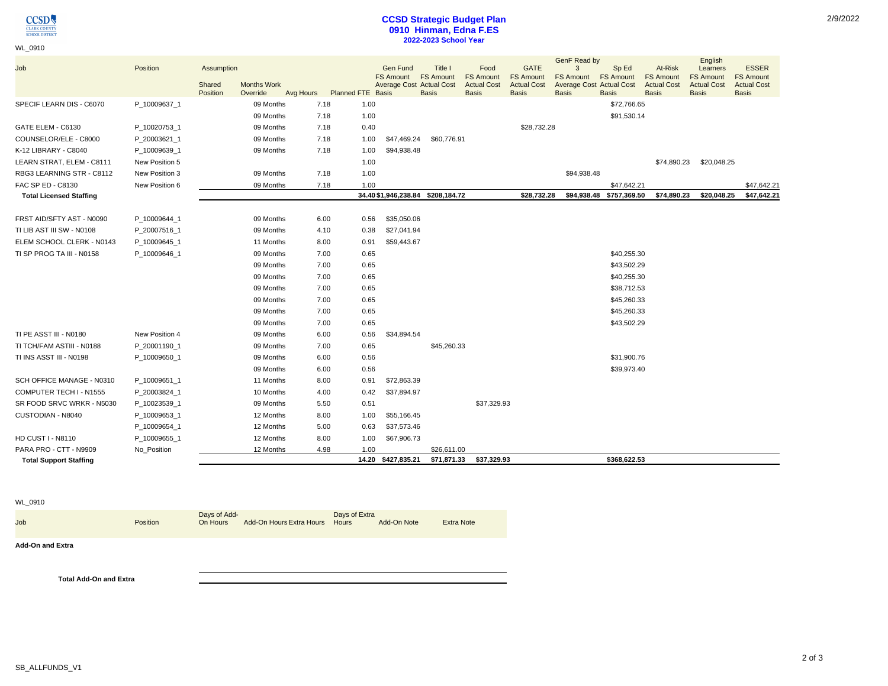# CCSD Strategic Budget Plan
## 0910 Hinman, Edna F.ES
### 2022-2023 School Year

2/9/2022

WL_0910

| Job | Position | Assumption Shared Position | Months Work Override | Avg Hours | Planned FTE | Gen Fund FS Amount Average Cost Basis | Title I FS Amount Actual Cost Basis | Food FS Amount Actual Cost Basis | GATE FS Amount Actual Cost Basis | GenF Read by 3 FS Amount Average Cost Basis | Sp Ed FS Amount Actual Cost Basis | At-Risk FS Amount Actual Cost Basis | English Learners FS Amount Actual Cost Basis | ESSER FS Amount Actual Cost Basis |
|---|---|---|---|---|---|---|---|---|---|---|---|---|---|---|
| SPECIF LEARN DIS - C6070 | P_10009637_1 | | 09 Months | 7.18 | 1.00 | | | | | | $72,766.65 | | | |
| | | | 09 Months | 7.18 | 1.00 | | | | | | $91,530.14 | | | |
| GATE ELEM - C6130 | P_10020753_1 | | 09 Months | 7.18 | 0.40 | | | | $28,732.28 | | | | | |
| COUNSELOR/ELE - C8000 | P_20003621_1 | | 09 Months | 7.18 | 1.00 | $47,469.24 | $60,776.91 | | | | | | | |
| K-12 LIBRARY - C8040 | P_10009639_1 | | 09 Months | 7.18 | 1.00 | $94,938.48 | | | | | | | | |
| LEARN STRAT, ELEM - C8111 | New Position 5 | | | | 1.00 | | | | | | | $74,890.23 | $20,048.25 | |
| RBG3 LEARNING STR - C8112 | New Position 3 | | 09 Months | 7.18 | 1.00 | | | | | $94,938.48 | | | | |
| FAC SP ED - C8130 | New Position 6 | | 09 Months | 7.18 | 1.00 | | | | | | $47,642.21 | | | $47,642.21 |
| **Total Licensed Staffing** | | | | | 34.40 | $1,946,238.84 | $208,184.72 | | $28,732.28 | $94,938.48 | $757,369.50 | $74,890.23 | $20,048.25 | $47,642.21 |
| FRST AID/SFTY AST - N0090 | P_10009644_1 | | 09 Months | 6.00 | 0.56 | $35,050.06 | | | | | | | | |
| TI LIB AST III SW - N0108 | P_20007516_1 | | 09 Months | 4.10 | 0.38 | $27,041.94 | | | | | | | | |
| ELEM SCHOOL CLERK - N0143 | P_10009645_1 | | 11 Months | 8.00 | 0.91 | $59,443.67 | | | | | | | | |
| TI SP PROG TA III - N0158 | P_10009646_1 | | 09 Months | 7.00 | 0.65 | | | | | | $40,255.30 | | | |
| | | | 09 Months | 7.00 | 0.65 | | | | | | $43,502.29 | | | |
| | | | 09 Months | 7.00 | 0.65 | | | | | | $40,255.30 | | | |
| | | | 09 Months | 7.00 | 0.65 | | | | | | $38,712.53 | | | |
| | | | 09 Months | 7.00 | 0.65 | | | | | | $45,260.33 | | | |
| | | | 09 Months | 7.00 | 0.65 | | | | | | $45,260.33 | | | |
| | | | 09 Months | 7.00 | 0.65 | | | | | | $43,502.29 | | | |
| TI PE ASST III - N0180 | New Position 4 | | 09 Months | 6.00 | 0.56 | $34,894.54 | | | | | | | | |
| TI TCH/FAM ASTIII - N0188 | P_20001190_1 | | 09 Months | 7.00 | 0.65 | | $45,260.33 | | | | | | | |
| TI INS ASST III - N0198 | P_10009650_1 | | 09 Months | 6.00 | 0.56 | | | | | | $31,900.76 | | | |
| | | | 09 Months | 6.00 | 0.56 | | | | | | $39,973.40 | | | |
| SCH OFFICE MANAGE - N0310 | P_10009651_1 | | 11 Months | 8.00 | 0.91 | $72,863.39 | | | | | | | | |
| COMPUTER TECH I - N1555 | P_20003824_1 | | 10 Months | 4.00 | 0.42 | $37,894.97 | | | | | | | | |
| SR FOOD SRVC WRKR - N5030 | P_10023539_1 | | 09 Months | 5.50 | 0.51 | | | $37,329.93 | | | | | | |
| CUSTODIAN - N8040 | P_10009653_1 | | 12 Months | 8.00 | 1.00 | $55,166.45 | | | | | | | | |
| | P_10009654_1 | | 12 Months | 5.00 | 0.63 | $37,573.46 | | | | | | | | |
| HD CUST I - N8110 | P_10009655_1 | | 12 Months | 8.00 | 1.00 | $67,906.73 | | | | | | | | |
| PARA PRO - CTT - N9909 | No_Position | | 12 Months | 4.98 | 1.00 | | $26,611.00 | | | | | | | |
| **Total Support Staffing** | | | | | 14.20 | $427,835.21 | $71,871.33 | $37,329.93 | | | $368,622.53 | | | |

WL_0910

| Job | Position | Days of Add-On Hours | Add-On Hours | Extra Hours | Days of Extra Hours | Add-On Note | Extra Note |
|---|---|---|---|---|---|---|---|
| **Add-On and Extra** | | | | | | | |
| **Total Add-On and Extra** | | | | | | | |

SB_ALLFUNDS_V1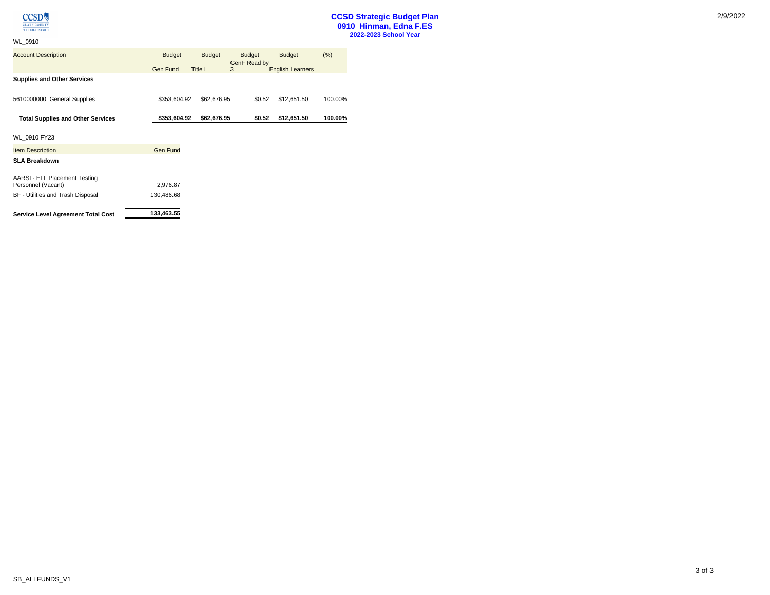# CCSD Strategic Budget Plan
## 0910 Hinman, Edna F.ES
### 2022-2023 School Year

WL_0910

| Account Description | Budget Gen Fund | Budget Title I | Budget GenF Read by 3 | Budget English Learners | (%) |
|---|---|---|---|---|---|
| **Supplies and Other Services** | | | | | |
| 5610000000 General Supplies | $353,604.92 | $62,676.95 | $0.52 | $12,651.50 | 100.00% |
| **Total Supplies and Other Services** | **$353,604.92** | **$62,676.95** | **$0.52** | **$12,651.50** | **100.00%** |

WL_0910 FY23

| Item Description | Gen Fund |
|---|---|
| **SLA Breakdown** | |
| AARSI - ELL Placement Testing Personnel (Vacant) | 2,976.87 |
| BF - Utilities and Trash Disposal | 130,486.68 |
| **Service Level Agreement Total Cost** | **133,463.55** |

SB_ALLFUNDS_V1